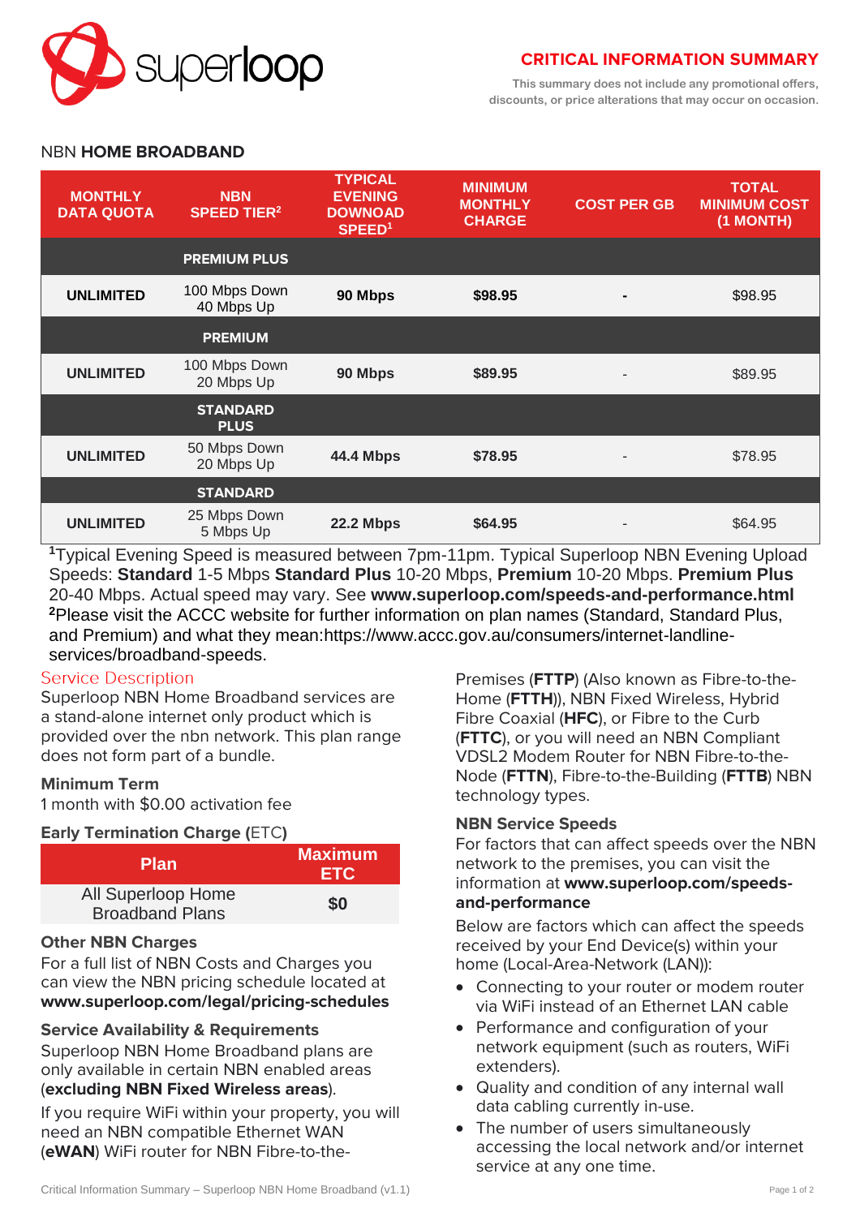superloop

## CRITICAL INFORMATION SUMMARY

This summary does not include any promotional offers, discounts, or price alterations that may occur on occasion.

## NBN **HOME BROADBAND**

| MONTHLY DATA QUOTA | NBN SPEED TIER[2] | TYPICAL EVENING DOWNOAD SPEED[1] | MINIMUM MONTHLY CHARGE | COST PER GB | TOTAL MINIMUM COST (1 MONTH) |
|---|---|---|---|---|---|
| | **PREMIUM PLUS** | | | | |
| **UNLIMITED** | 100 Mbps Down 40 Mbps Up | **90 Mbps** | **$98.95** | - | $98.95 |
| | **PREMIUM** | | | | |
| **UNLIMITED** | 100 Mbps Down 20 Mbps Up | **90 Mbps** | **$89.95** | - | $89.95 |
| | **STANDARD PLUS** | | | | |
| **UNLIMITED** | 50 Mbps Down 20 Mbps Up | **44.4 Mbps** | **$78.95** | - | $78.95 |
| | **STANDARD** | | | | |
| **UNLIMITED** | 25 Mbps Down 5 Mbps Up | **22.2 Mbps** | **$64.95** | - | $64.95 |

[1]Typical Evening Speed is measured between 7pm-11pm. Typical Superloop NBN Evening Upload Speeds: **Standard** 1-5 Mbps **Standard Plus** 10-20 Mbps, **Premium** 10-20 Mbps. **Premium Plus** 20-40 Mbps. Actual speed may vary. See **www.superloop.com/speeds-and-performance.html**
[2]Please visit the ACCC website for further information on plan names (Standard, Standard Plus, and Premium) and what they mean:https://www.accc.gov.au/consumers/internet-landline-services/broadband-speeds.

### Service Description

Superloop NBN Home Broadband services are a stand-alone internet only product which is provided over the nbn network. This plan range does not form part of a bundle.

### Minimum Term

1 month with $0.00 activation fee

### Early Termination Charge (ETC)

| Plan | Maximum ETC |
|---|---|
| All Superloop Home Broadband Plans | **$0** |

### Other NBN Charges

For a full list of NBN Costs and Charges you can view the NBN pricing schedule located at **www.superloop.com/legal/pricing-schedules**

### Service Availability & Requirements

Superloop NBN Home Broadband plans are only available in certain NBN enabled areas (**excluding NBN Fixed Wireless areas**).

If you require WiFi within your property, you will need an NBN compatible Ethernet WAN (**eWAN**) WiFi router for NBN Fibre-to-the-Premises (**FTTP**) (Also known as Fibre-to-the-Home (**FTTH**)), NBN Fixed Wireless, Hybrid Fibre Coaxial (**HFC**), or Fibre to the Curb (**FTTC**), or you will need an NBN Compliant VDSL2 Modem Router for NBN Fibre-to-the-Node (**FTTN**), Fibre-to-the-Building (**FTTB**) NBN technology types.

### NBN Service Speeds

For factors that can affect speeds over the NBN network to the premises, you can visit the information at **www.superloop.com/speeds-and-performance**

Below are factors which can affect the speeds received by your End Device(s) within your home (Local-Area-Network (LAN)):

- Connecting to your router or modem router via WiFi instead of an Ethernet LAN cable
- Performance and configuration of your network equipment (such as routers, WiFi extenders).
- Quality and condition of any internal wall data cabling currently in-use.
- The number of users simultaneously accessing the local network and/or internet service at any one time.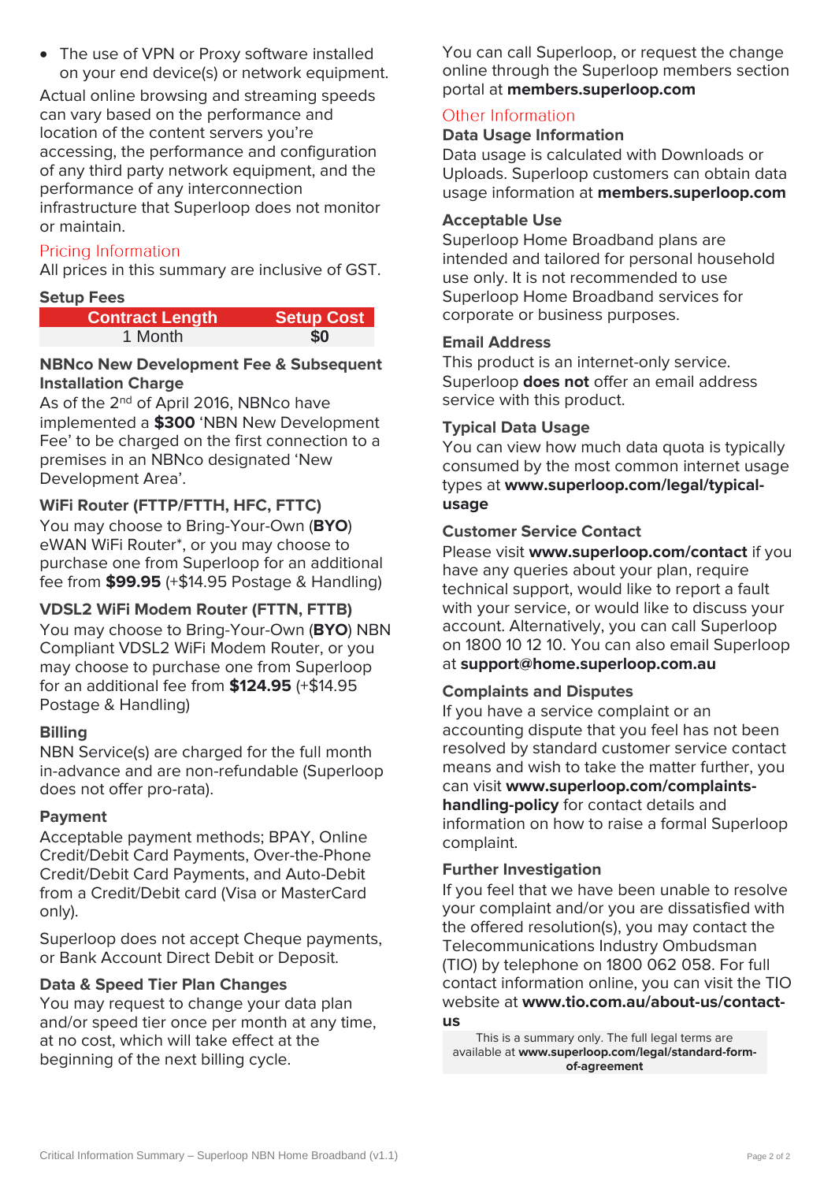- The use of VPN or Proxy software installed on your end device(s) or network equipment.

Actual online browsing and streaming speeds can vary based on the performance and location of the content servers you're accessing, the performance and configuration of any third party network equipment, and the performance of any interconnection infrastructure that Superloop does not monitor or maintain.

## Pricing Information

All prices in this summary are inclusive of GST.

### Setup Fees

| Contract Length | Setup Cost |
|---|---|
| 1 Month | **$0** |

### NBNco New Development Fee & Subsequent Installation Charge

As of the 2nd of April 2016, NBNco have implemented a **$300** 'NBN New Development Fee' to be charged on the first connection to a premises in an NBNco designated 'New Development Area'.

### WiFi Router (FTTP/FTTH, HFC, FTTC)

You may choose to Bring-Your-Own (**BYO**) eWAN WiFi Router*, or you may choose to purchase one from Superloop for an additional fee from **$99.95** (+$14.95 Postage & Handling)

### VDSL2 WiFi Modem Router (FTTN, FTTB)

You may choose to Bring-Your-Own (**BYO**) NBN Compliant VDSL2 WiFi Modem Router, or you may choose to purchase one from Superloop for an additional fee from **$124.95** (+$14.95 Postage & Handling)

### Billing

NBN Service(s) are charged for the full month in-advance and are non-refundable (Superloop does not offer pro-rata).

### Payment

Acceptable payment methods; BPAY, Online Credit/Debit Card Payments, Over-the-Phone Credit/Debit Card Payments, and Auto-Debit from a Credit/Debit card (Visa or MasterCard only).

Superloop does not accept Cheque payments, or Bank Account Direct Debit or Deposit.

### Data & Speed Tier Plan Changes

You may request to change your data plan and/or speed tier once per month at any time, at no cost, which will take effect at the beginning of the next billing cycle.

You can call Superloop, or request the change online through the Superloop members section portal at **members.superloop.com**

## Other Information

### Data Usage Information

Data usage is calculated with Downloads or Uploads. Superloop customers can obtain data usage information at **members.superloop.com**

### Acceptable Use

Superloop Home Broadband plans are intended and tailored for personal household use only. It is not recommended to use Superloop Home Broadband services for corporate or business purposes.

### Email Address

This product is an internet-only service. Superloop **does not** offer an email address service with this product.

### Typical Data Usage

You can view how much data quota is typically consumed by the most common internet usage types at **www.superloop.com/legal/typical-usage**

### Customer Service Contact

Please visit **www.superloop.com/contact** if you have any queries about your plan, require technical support, would like to report a fault with your service, or would like to discuss your account. Alternatively, you can call Superloop on 1800 10 12 10. You can also email Superloop at **support@home.superloop.com.au**

### Complaints and Disputes

If you have a service complaint or an accounting dispute that you feel has not been resolved by standard customer service contact means and wish to take the matter further, you can visit **www.superloop.com/complaints-handling-policy** for contact details and information on how to raise a formal Superloop complaint.

### Further Investigation

If you feel that we have been unable to resolve your complaint and/or you are dissatisfied with the offered resolution(s), you may contact the Telecommunications Industry Ombudsman (TIO) by telephone on 1800 062 058. For full contact information online, you can visit the TIO website at **www.tio.com.au/about-us/contact-us**

This is a summary only. The full legal terms are available at **www.superloop.com/legal/standard-form-of-agreement**